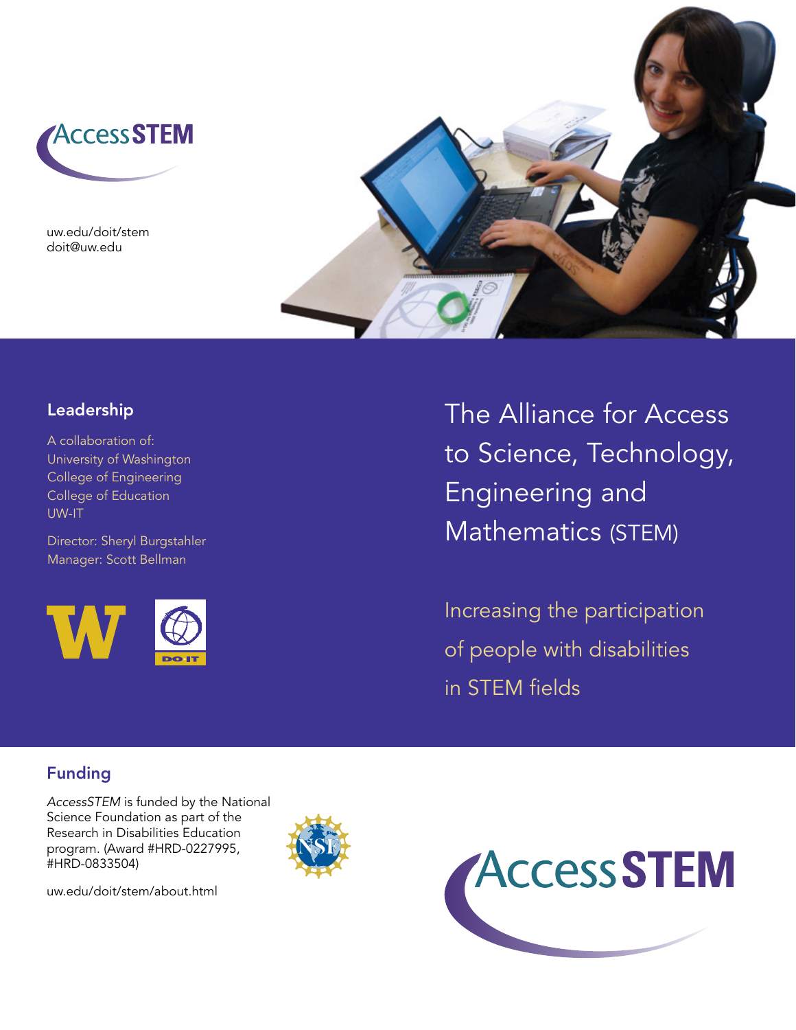AccessSTEM

uw.edu/doit/stem
doit@uw.edu

# The Alliance for Access to Science, Technology, Engineering and Mathematics (STEM)

Increasing the participation of people with disabilities in STEM fields

## Leadership

A collaboration of:
University of Washington
College of Engineering
College of Education
UW-IT

Director: Sheryl Burgstahler
Manager: Scott Bellman

## Funding

*AccessSTEM* is funded by the National Science Foundation as part of the Research in Disabilities Education program. (Award #HRD-0227995, #HRD-0833504)

uw.edu/doit/stem/about.html

AccessSTEM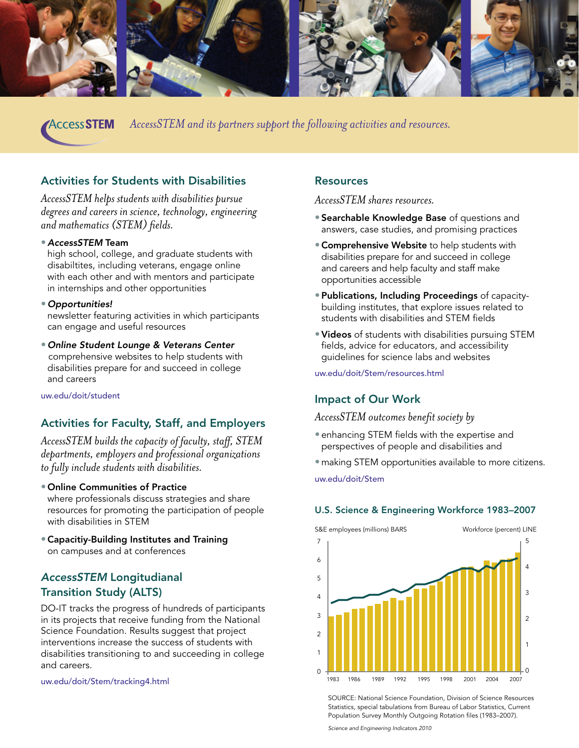AccessSTEM *AccessSTEM and its partners support the following activities and resources.*

## Activities for Students with Disabilities

*AccessSTEM helps students with disabilities pursue degrees and careers in science, technology, engineering and mathematics (STEM) fields.*

- ***AccessSTEM* Team**
  high school, college, and graduate students with disabiltites, including veterans, engage online with each other and with mentors and participate in internships and other opportunities
- ***Opportunities!***
  newsletter featuring activities in which participants can engage and useful resources
- ***Online Student Lounge & Veterans Center***
  comprehensive websites to help students with disabilities prepare for and succeed in college and careers

uw.edu/doit/student

## Activities for Faculty, Staff, and Employers

*AccessSTEM builds the capacity of faculty, staff, STEM departments, employers and professional organizations to fully include students with disabilities.*

- **Online Communities of Practice**
  where professionals discuss strategies and share resources for promoting the participation of people with disabilities in STEM
- **Capacitiy-Building Institutes and Training**
  on campuses and at conferences

## *AccessSTEM* Longitudianal Transition Study (ALTS)

DO-IT tracks the progress of hundreds of participants in its projects that receive funding from the National Science Foundation. Results suggest that project interventions increase the success of students with disabilities transitioning to and succeeding in college and careers.

uw.edu/doit/Stem/tracking4.html

## Resources

*AccessSTEM shares resources.*

- **Searchable Knowledge Base** of questions and answers, case studies, and promising practices
- **Comprehensive Website** to help students with disabilities prepare for and succeed in college and careers and help faculty and staff make opportunities accessible
- **Publications, Including Proceedings** of capacity-building institutes, that explore issues related to students with disabilities and STEM fields
- **Videos** of students with disabilities pursuing STEM fields, advice for educators, and accessibility guidelines for science labs and websites

uw.edu/doit/Stem/resources.html

## Impact of Our Work

*AccessSTEM outcomes benefit society by*

- enhancing STEM fields with the expertise and perspectives of people and disabilities and
- making STEM opportunities available to more citizens.

uw.edu/doit/Stem

## U.S. Science & Engineering Workforce 1983–2007

S&E employees (millions) BARS

Workforce (percent) LINE

0 1 2 3 4 5 6 7

0 1 2 3 4 5

1983 1986 1989 1992 1995 1998 2001 2004 2007

SOURCE: National Science Foundation, Division of Science Resources Statistics, special tabulations from Bureau of Labor Statistics, Current Population Survey Monthly Outgoing Rotation files (1983–2007).

*Science and Engineering Indicators 2010*